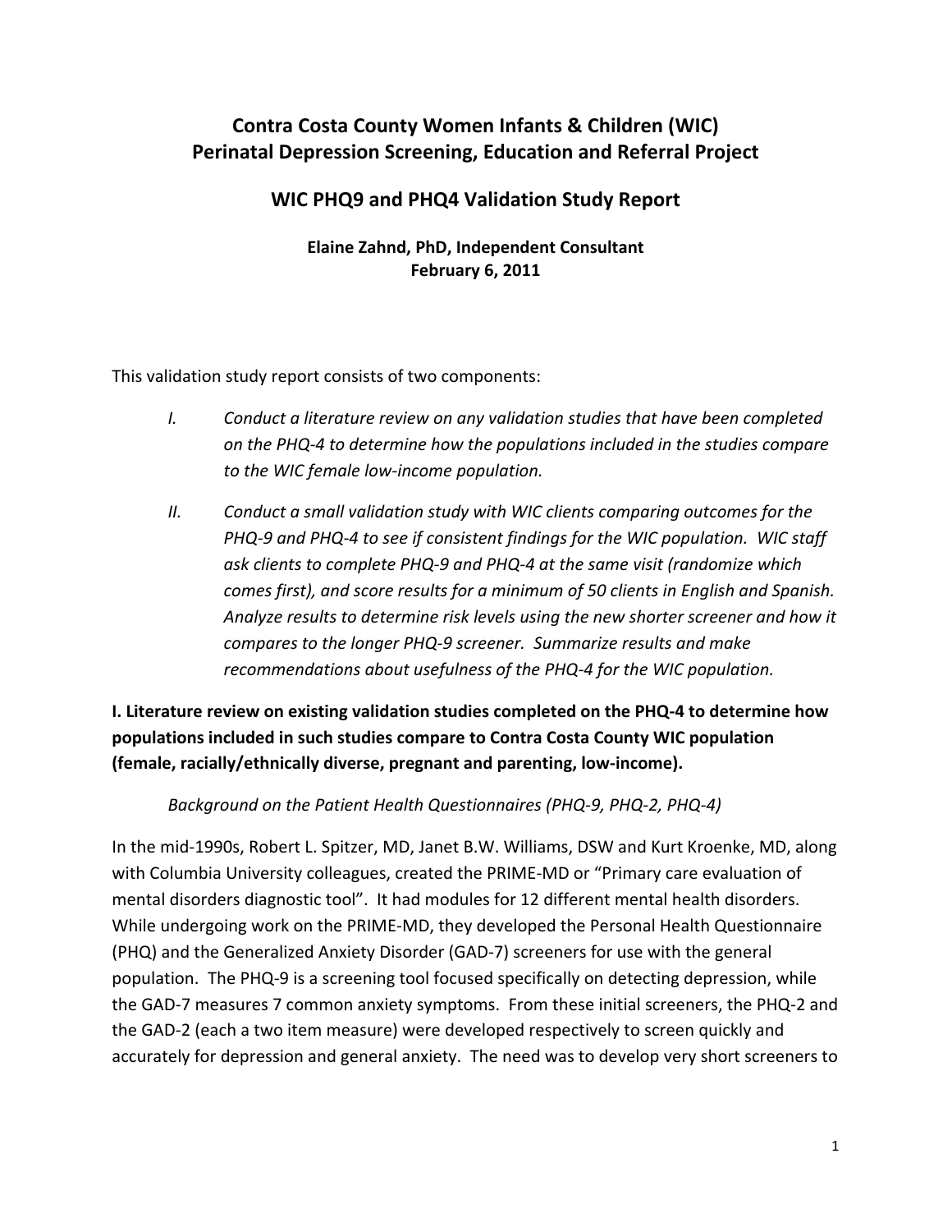# Contra Costa County Women Infants & Children (WIC) Perinatal Depression Screening, Education and Referral Project

## WIC PHQ9 and PHQ4 Validation Study Report

**Elaine Zahnd, PhD, Independent Consultant**
**February 6, 2011**

This validation study report consists of two components:

*I. Conduct a literature review on any validation studies that have been completed on the PHQ-4 to determine how the populations included in the studies compare to the WIC female low-income population.*

*II. Conduct a small validation study with WIC clients comparing outcomes for the PHQ-9 and PHQ-4 to see if consistent findings for the WIC population. WIC staff ask clients to complete PHQ-9 and PHQ-4 at the same visit (randomize which comes first), and score results for a minimum of 50 clients in English and Spanish. Analyze results to determine risk levels using the new shorter screener and how it compares to the longer PHQ-9 screener. Summarize results and make recommendations about usefulness of the PHQ-4 for the WIC population.*

**I. Literature review on existing validation studies completed on the PHQ-4 to determine how populations included in such studies compare to Contra Costa County WIC population (female, racially/ethnically diverse, pregnant and parenting, low-income).**

*Background on the Patient Health Questionnaires (PHQ-9, PHQ-2, PHQ-4)*

In the mid-1990s, Robert L. Spitzer, MD, Janet B.W. Williams, DSW and Kurt Kroenke, MD, along with Columbia University colleagues, created the PRIME-MD or "Primary care evaluation of mental disorders diagnostic tool". It had modules for 12 different mental health disorders. While undergoing work on the PRIME-MD, they developed the Personal Health Questionnaire (PHQ) and the Generalized Anxiety Disorder (GAD-7) screeners for use with the general population. The PHQ-9 is a screening tool focused specifically on detecting depression, while the GAD-7 measures 7 common anxiety symptoms. From these initial screeners, the PHQ-2 and the GAD-2 (each a two item measure) were developed respectively to screen quickly and accurately for depression and general anxiety. The need was to develop very short screeners to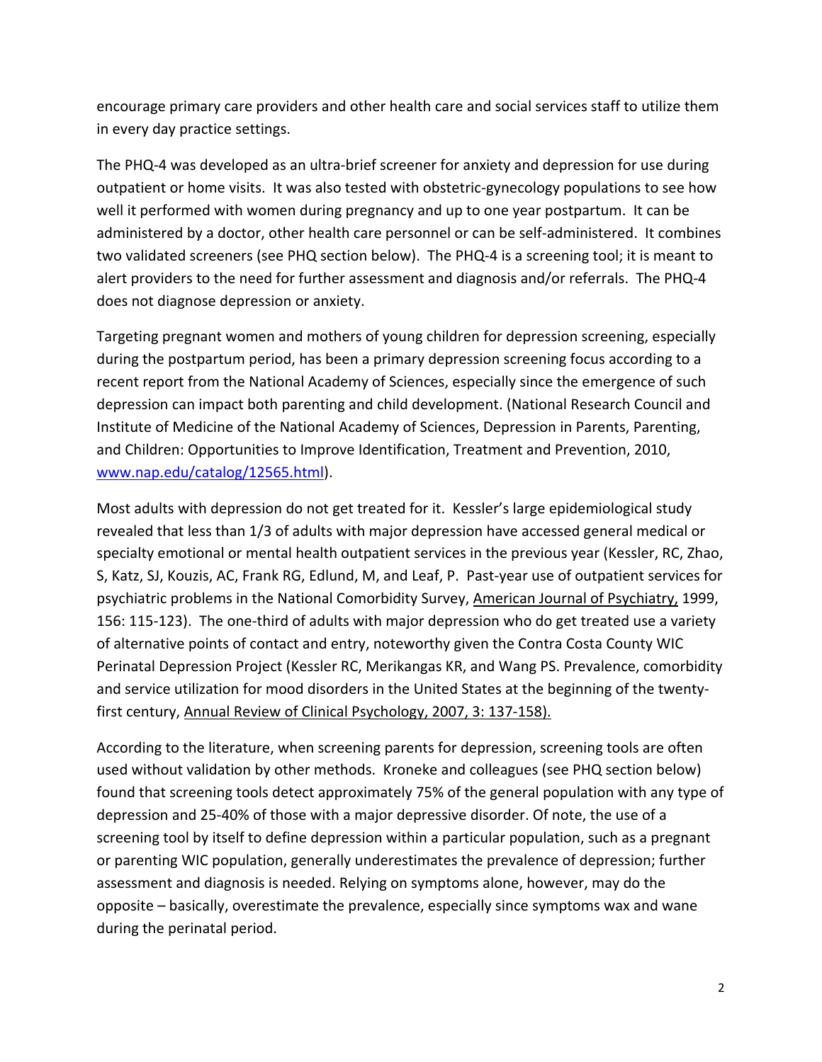encourage primary care providers and other health care and social services staff to utilize them in every day practice settings.

The PHQ-4 was developed as an ultra-brief screener for anxiety and depression for use during outpatient or home visits. It was also tested with obstetric-gynecology populations to see how well it performed with women during pregnancy and up to one year postpartum. It can be administered by a doctor, other health care personnel or can be self-administered. It combines two validated screeners (see PHQ section below). The PHQ-4 is a screening tool; it is meant to alert providers to the need for further assessment and diagnosis and/or referrals. The PHQ-4 does not diagnose depression or anxiety.

Targeting pregnant women and mothers of young children for depression screening, especially during the postpartum period, has been a primary depression screening focus according to a recent report from the National Academy of Sciences, especially since the emergence of such depression can impact both parenting and child development. (National Research Council and Institute of Medicine of the National Academy of Sciences, Depression in Parents, Parenting, and Children: Opportunities to Improve Identification, Treatment and Prevention, 2010, [www.nap.edu/catalog/12565.html](www.nap.edu/catalog/12565.html)).

Most adults with depression do not get treated for it. Kessler's large epidemiological study revealed that less than 1/3 of adults with major depression have accessed general medical or specialty emotional or mental health outpatient services in the previous year (Kessler, RC, Zhao, S, Katz, SJ, Kouzis, AC, Frank RG, Edlund, M, and Leaf, P. Past-year use of outpatient services for psychiatric problems in the National Comorbidity Survey, American Journal of Psychiatry, 1999, 156: 115-123). The one-third of adults with major depression who do get treated use a variety of alternative points of contact and entry, noteworthy given the Contra Costa County WIC Perinatal Depression Project (Kessler RC, Merikangas KR, and Wang PS. Prevalence, comorbidity and service utilization for mood disorders in the United States at the beginning of the twenty-first century, Annual Review of Clinical Psychology, 2007, 3: 137-158).

According to the literature, when screening parents for depression, screening tools are often used without validation by other methods. Kroneke and colleagues (see PHQ section below) found that screening tools detect approximately 75% of the general population with any type of depression and 25-40% of those with a major depressive disorder. Of note, the use of a screening tool by itself to define depression within a particular population, such as a pregnant or parenting WIC population, generally underestimates the prevalence of depression; further assessment and diagnosis is needed. Relying on symptoms alone, however, may do the opposite – basically, overestimate the prevalence, especially since symptoms wax and wane during the perinatal period.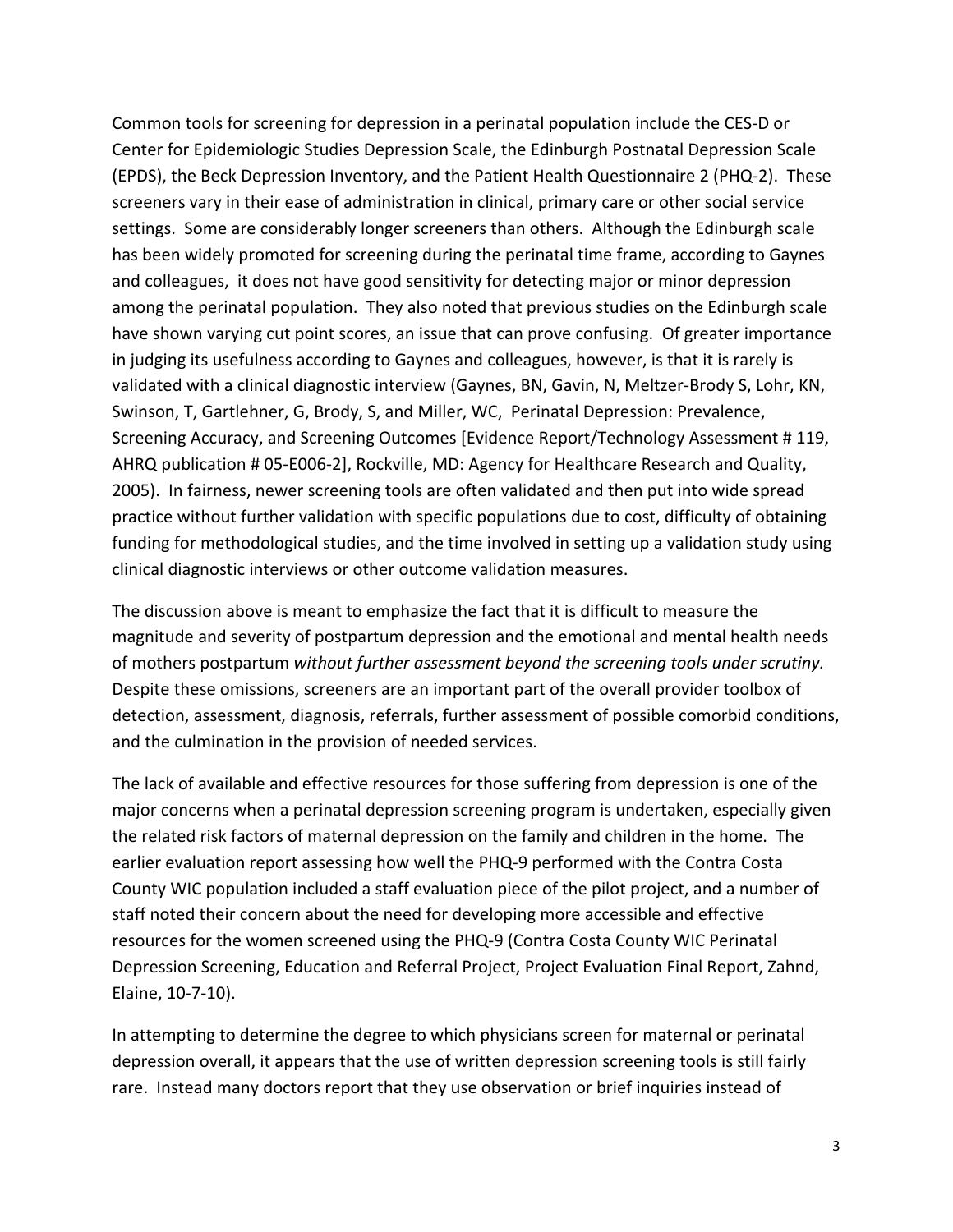Common tools for screening for depression in a perinatal population include the CES-D or Center for Epidemiologic Studies Depression Scale, the Edinburgh Postnatal Depression Scale (EPDS), the Beck Depression Inventory, and the Patient Health Questionnaire 2 (PHQ-2). These screeners vary in their ease of administration in clinical, primary care or other social service settings. Some are considerably longer screeners than others. Although the Edinburgh scale has been widely promoted for screening during the perinatal time frame, according to Gaynes and colleagues, it does not have good sensitivity for detecting major or minor depression among the perinatal population. They also noted that previous studies on the Edinburgh scale have shown varying cut point scores, an issue that can prove confusing. Of greater importance in judging its usefulness according to Gaynes and colleagues, however, is that it is rarely is validated with a clinical diagnostic interview (Gaynes, BN, Gavin, N, Meltzer-Brody S, Lohr, KN, Swinson, T, Gartlehner, G, Brody, S, and Miller, WC, Perinatal Depression: Prevalence, Screening Accuracy, and Screening Outcomes [Evidence Report/Technology Assessment # 119, AHRQ publication # 05-E006-2], Rockville, MD: Agency for Healthcare Research and Quality, 2005). In fairness, newer screening tools are often validated and then put into wide spread practice without further validation with specific populations due to cost, difficulty of obtaining funding for methodological studies, and the time involved in setting up a validation study using clinical diagnostic interviews or other outcome validation measures.

The discussion above is meant to emphasize the fact that it is difficult to measure the magnitude and severity of postpartum depression and the emotional and mental health needs of mothers postpartum *without further assessment beyond the screening tools under scrutiny.* Despite these omissions, screeners are an important part of the overall provider toolbox of detection, assessment, diagnosis, referrals, further assessment of possible comorbid conditions, and the culmination in the provision of needed services.

The lack of available and effective resources for those suffering from depression is one of the major concerns when a perinatal depression screening program is undertaken, especially given the related risk factors of maternal depression on the family and children in the home. The earlier evaluation report assessing how well the PHQ-9 performed with the Contra Costa County WIC population included a staff evaluation piece of the pilot project, and a number of staff noted their concern about the need for developing more accessible and effective resources for the women screened using the PHQ-9 (Contra Costa County WIC Perinatal Depression Screening, Education and Referral Project, Project Evaluation Final Report, Zahnd, Elaine, 10-7-10).

In attempting to determine the degree to which physicians screen for maternal or perinatal depression overall, it appears that the use of written depression screening tools is still fairly rare. Instead many doctors report that they use observation or brief inquiries instead of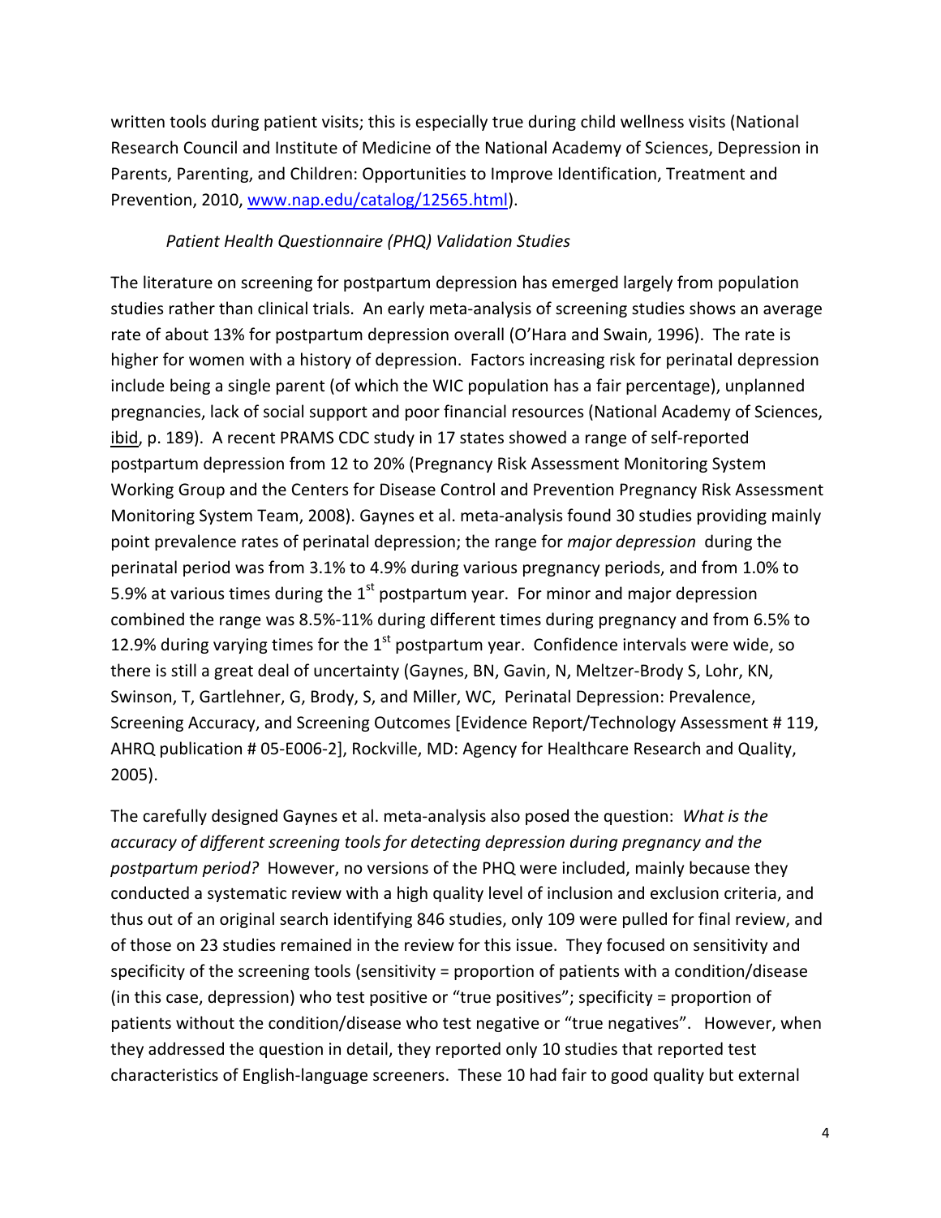written tools during patient visits; this is especially true during child wellness visits (National Research Council and Institute of Medicine of the National Academy of Sciences, Depression in Parents, Parenting, and Children: Opportunities to Improve Identification, Treatment and Prevention, 2010, [www.nap.edu/catalog/12565.html](www.nap.edu/catalog/12565.html)).

*Patient Health Questionnaire (PHQ) Validation Studies*

The literature on screening for postpartum depression has emerged largely from population studies rather than clinical trials. An early meta-analysis of screening studies shows an average rate of about 13% for postpartum depression overall (O'Hara and Swain, 1996). The rate is higher for women with a history of depression. Factors increasing risk for perinatal depression include being a single parent (of which the WIC population has a fair percentage), unplanned pregnancies, lack of social support and poor financial resources (National Academy of Sciences, ibid, p. 189). A recent PRAMS CDC study in 17 states showed a range of self-reported postpartum depression from 12 to 20% (Pregnancy Risk Assessment Monitoring System Working Group and the Centers for Disease Control and Prevention Pregnancy Risk Assessment Monitoring System Team, 2008). Gaynes et al. meta-analysis found 30 studies providing mainly point prevalence rates of perinatal depression; the range for *major depression* during the perinatal period was from 3.1% to 4.9% during various pregnancy periods, and from 1.0% to 5.9% at various times during the 1st postpartum year. For minor and major depression combined the range was 8.5%-11% during different times during pregnancy and from 6.5% to 12.9% during varying times for the 1st postpartum year. Confidence intervals were wide, so there is still a great deal of uncertainty (Gaynes, BN, Gavin, N, Meltzer-Brody S, Lohr, KN, Swinson, T, Gartlehner, G, Brody, S, and Miller, WC, Perinatal Depression: Prevalence, Screening Accuracy, and Screening Outcomes [Evidence Report/Technology Assessment # 119, AHRQ publication # 05-E006-2], Rockville, MD: Agency for Healthcare Research and Quality, 2005).

The carefully designed Gaynes et al. meta-analysis also posed the question: *What is the accuracy of different screening tools for detecting depression during pregnancy and the postpartum period?* However, no versions of the PHQ were included, mainly because they conducted a systematic review with a high quality level of inclusion and exclusion criteria, and thus out of an original search identifying 846 studies, only 109 were pulled for final review, and of those on 23 studies remained in the review for this issue. They focused on sensitivity and specificity of the screening tools (sensitivity = proportion of patients with a condition/disease (in this case, depression) who test positive or "true positives"; specificity = proportion of patients without the condition/disease who test negative or "true negatives". However, when they addressed the question in detail, they reported only 10 studies that reported test characteristics of English-language screeners. These 10 had fair to good quality but external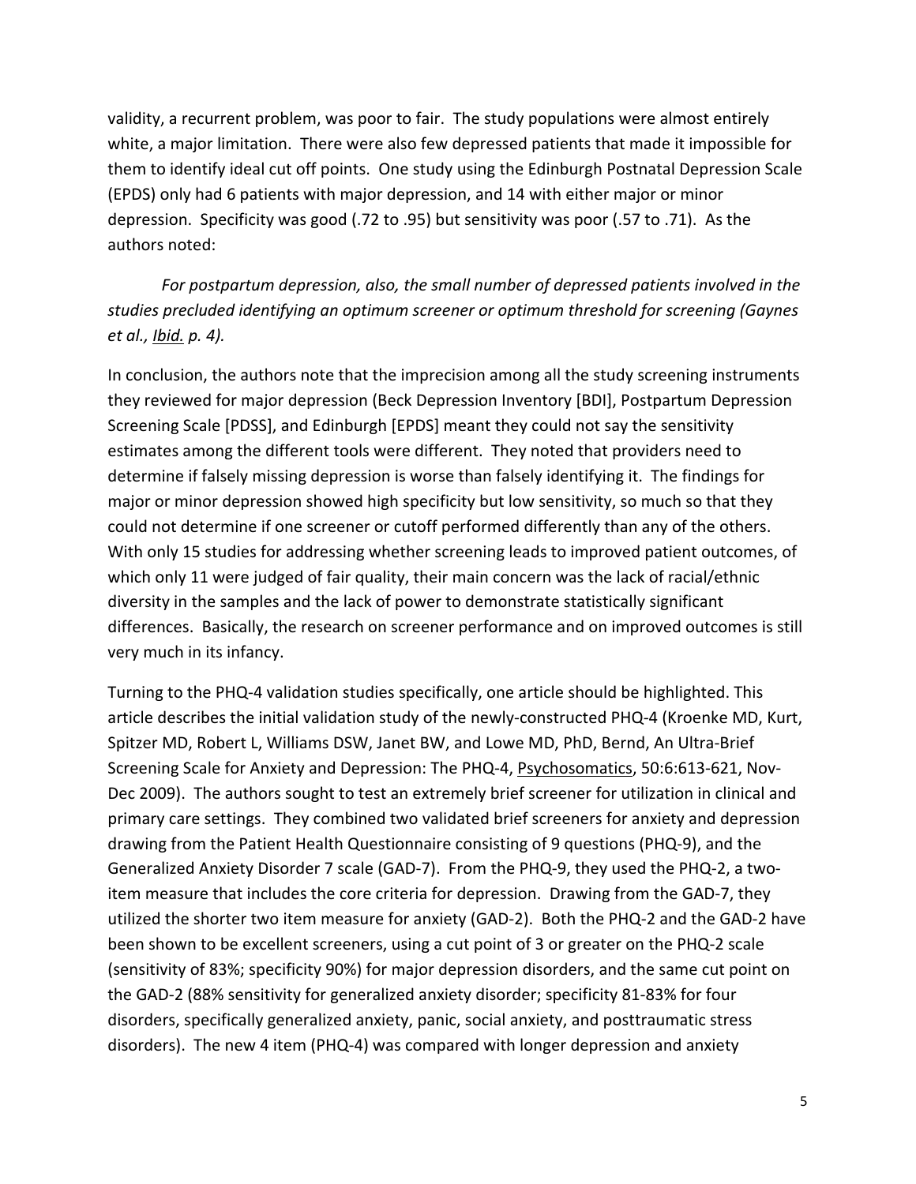validity, a recurrent problem, was poor to fair. The study populations were almost entirely white, a major limitation. There were also few depressed patients that made it impossible for them to identify ideal cut off points. One study using the Edinburgh Postnatal Depression Scale (EPDS) only had 6 patients with major depression, and 14 with either major or minor depression. Specificity was good (.72 to .95) but sensitivity was poor (.57 to .71). As the authors noted:

> *For postpartum depression, also, the small number of depressed patients involved in the studies precluded identifying an optimum screener or optimum threshold for screening (Gaynes et al., Ibid. p. 4).*

In conclusion, the authors note that the imprecision among all the study screening instruments they reviewed for major depression (Beck Depression Inventory [BDI], Postpartum Depression Screening Scale [PDSS], and Edinburgh [EPDS] meant they could not say the sensitivity estimates among the different tools were different. They noted that providers need to determine if falsely missing depression is worse than falsely identifying it. The findings for major or minor depression showed high specificity but low sensitivity, so much so that they could not determine if one screener or cutoff performed differently than any of the others. With only 15 studies for addressing whether screening leads to improved patient outcomes, of which only 11 were judged of fair quality, their main concern was the lack of racial/ethnic diversity in the samples and the lack of power to demonstrate statistically significant differences. Basically, the research on screener performance and on improved outcomes is still very much in its infancy.

Turning to the PHQ-4 validation studies specifically, one article should be highlighted. This article describes the initial validation study of the newly-constructed PHQ-4 (Kroenke MD, Kurt, Spitzer MD, Robert L, Williams DSW, Janet BW, and Lowe MD, PhD, Bernd, An Ultra-Brief Screening Scale for Anxiety and Depression: The PHQ-4, Psychosomatics, 50:6:613-621, Nov-Dec 2009). The authors sought to test an extremely brief screener for utilization in clinical and primary care settings. They combined two validated brief screeners for anxiety and depression drawing from the Patient Health Questionnaire consisting of 9 questions (PHQ-9), and the Generalized Anxiety Disorder 7 scale (GAD-7). From the PHQ-9, they used the PHQ-2, a two-item measure that includes the core criteria for depression. Drawing from the GAD-7, they utilized the shorter two item measure for anxiety (GAD-2). Both the PHQ-2 and the GAD-2 have been shown to be excellent screeners, using a cut point of 3 or greater on the PHQ-2 scale (sensitivity of 83%; specificity 90%) for major depression disorders, and the same cut point on the GAD-2 (88% sensitivity for generalized anxiety disorder; specificity 81-83% for four disorders, specifically generalized anxiety, panic, social anxiety, and posttraumatic stress disorders). The new 4 item (PHQ-4) was compared with longer depression and anxiety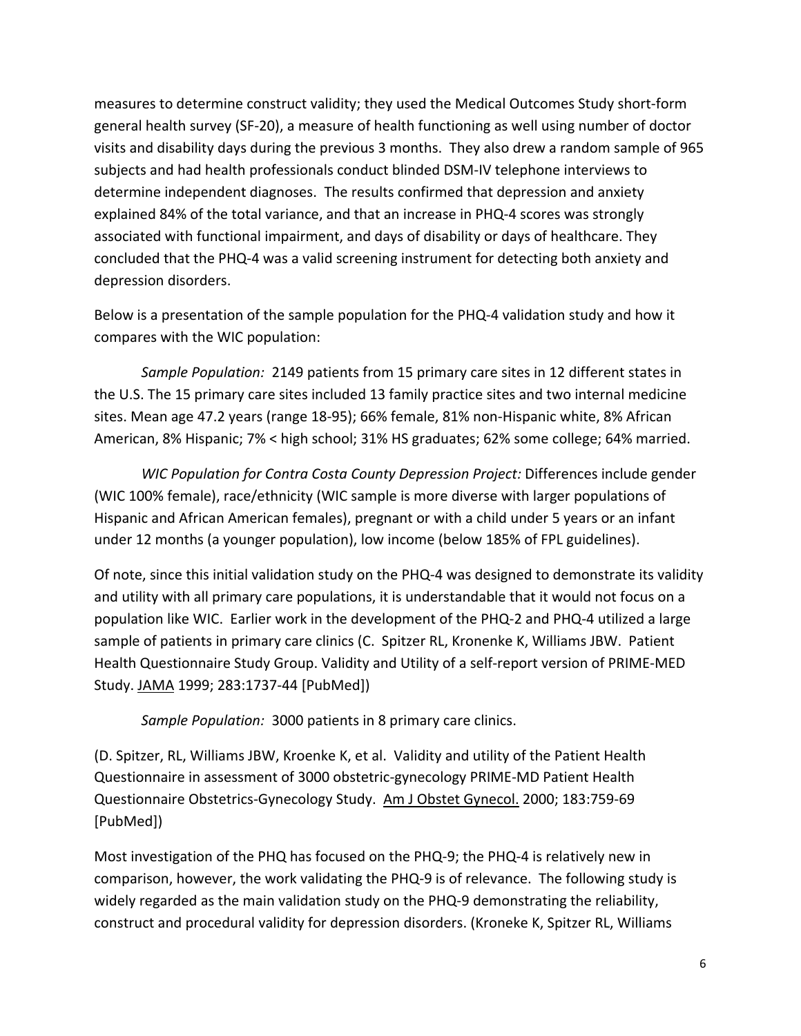measures to determine construct validity; they used the Medical Outcomes Study short-form general health survey (SF-20), a measure of health functioning as well using number of doctor visits and disability days during the previous 3 months. They also drew a random sample of 965 subjects and had health professionals conduct blinded DSM-IV telephone interviews to determine independent diagnoses. The results confirmed that depression and anxiety explained 84% of the total variance, and that an increase in PHQ-4 scores was strongly associated with functional impairment, and days of disability or days of healthcare. They concluded that the PHQ-4 was a valid screening instrument for detecting both anxiety and depression disorders.

Below is a presentation of the sample population for the PHQ-4 validation study and how it compares with the WIC population:

*Sample Population:* 2149 patients from 15 primary care sites in 12 different states in the U.S. The 15 primary care sites included 13 family practice sites and two internal medicine sites. Mean age 47.2 years (range 18-95); 66% female, 81% non-Hispanic white, 8% African American, 8% Hispanic; 7% < high school; 31% HS graduates; 62% some college; 64% married.

*WIC Population for Contra Costa County Depression Project:* Differences include gender (WIC 100% female), race/ethnicity (WIC sample is more diverse with larger populations of Hispanic and African American females), pregnant or with a child under 5 years or an infant under 12 months (a younger population), low income (below 185% of FPL guidelines).

Of note, since this initial validation study on the PHQ-4 was designed to demonstrate its validity and utility with all primary care populations, it is understandable that it would not focus on a population like WIC. Earlier work in the development of the PHQ-2 and PHQ-4 utilized a large sample of patients in primary care clinics (C. Spitzer RL, Kronenke K, Williams JBW. Patient Health Questionnaire Study Group. Validity and Utility of a self-report version of PRIME-MED Study. JAMA 1999; 283:1737-44 [PubMed])

*Sample Population:* 3000 patients in 8 primary care clinics.

(D. Spitzer, RL, Williams JBW, Kroenke K, et al. Validity and utility of the Patient Health Questionnaire in assessment of 3000 obstetric-gynecology PRIME-MD Patient Health Questionnaire Obstetrics-Gynecology Study. Am J Obstet Gynecol. 2000; 183:759-69 [PubMed])

Most investigation of the PHQ has focused on the PHQ-9; the PHQ-4 is relatively new in comparison, however, the work validating the PHQ-9 is of relevance. The following study is widely regarded as the main validation study on the PHQ-9 demonstrating the reliability, construct and procedural validity for depression disorders. (Kroneke K, Spitzer RL, Williams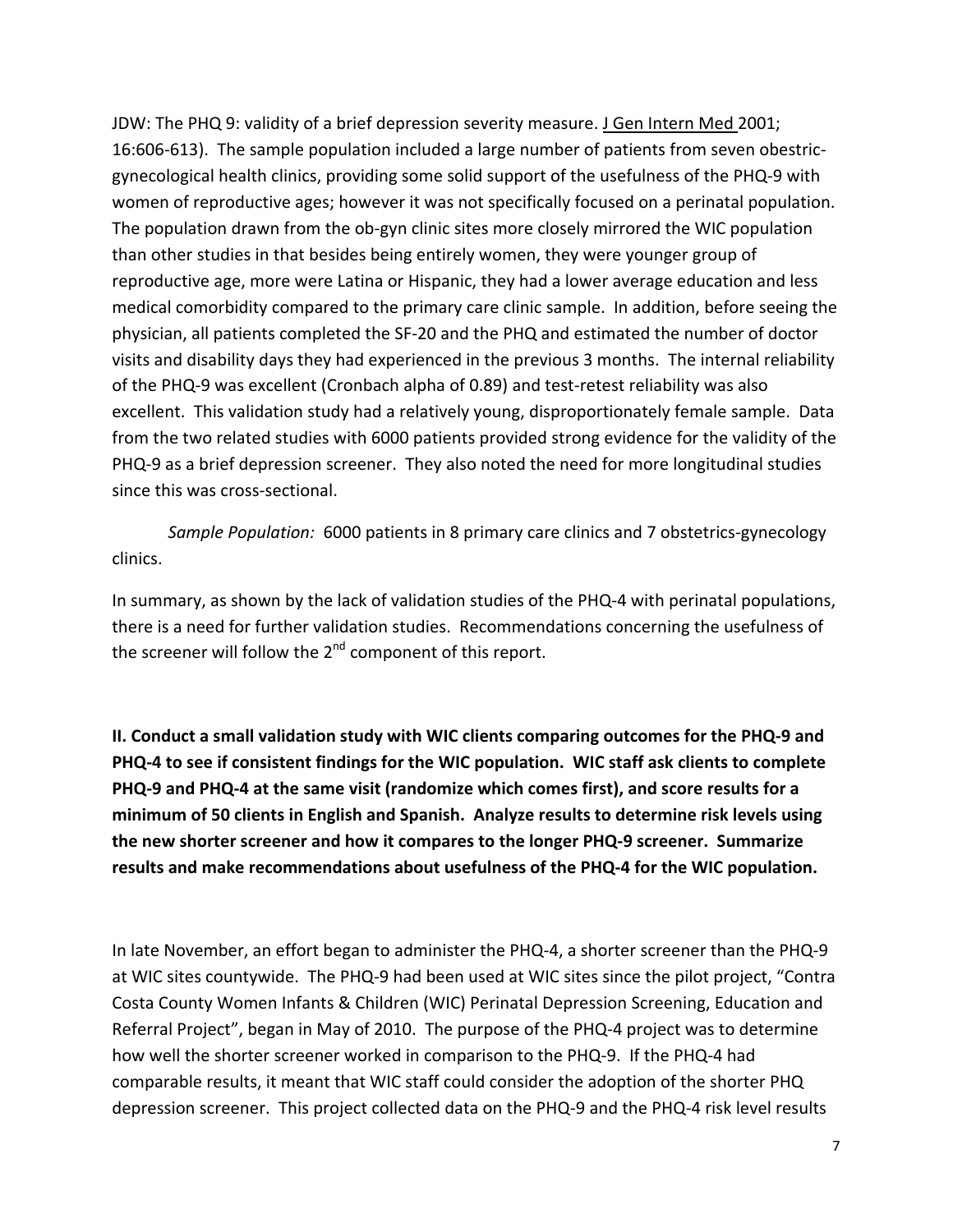JDW: The PHQ 9: validity of a brief depression severity measure. J Gen Intern Med 2001; 16:606-613). The sample population included a large number of patients from seven obestric-gynecological health clinics, providing some solid support of the usefulness of the PHQ-9 with women of reproductive ages; however it was not specifically focused on a perinatal population. The population drawn from the ob-gyn clinic sites more closely mirrored the WIC population than other studies in that besides being entirely women, they were younger group of reproductive age, more were Latina or Hispanic, they had a lower average education and less medical comorbidity compared to the primary care clinic sample. In addition, before seeing the physician, all patients completed the SF-20 and the PHQ and estimated the number of doctor visits and disability days they had experienced in the previous 3 months. The internal reliability of the PHQ-9 was excellent (Cronbach alpha of 0.89) and test-retest reliability was also excellent. This validation study had a relatively young, disproportionately female sample. Data from the two related studies with 6000 patients provided strong evidence for the validity of the PHQ-9 as a brief depression screener. They also noted the need for more longitudinal studies since this was cross-sectional.

*Sample Population:* 6000 patients in 8 primary care clinics and 7 obstetrics-gynecology clinics.

In summary, as shown by the lack of validation studies of the PHQ-4 with perinatal populations, there is a need for further validation studies. Recommendations concerning the usefulness of the screener will follow the 2nd component of this report.

**II. Conduct a small validation study with WIC clients comparing outcomes for the PHQ-9 and PHQ-4 to see if consistent findings for the WIC population. WIC staff ask clients to complete PHQ-9 and PHQ-4 at the same visit (randomize which comes first), and score results for a minimum of 50 clients in English and Spanish. Analyze results to determine risk levels using the new shorter screener and how it compares to the longer PHQ-9 screener. Summarize results and make recommendations about usefulness of the PHQ-4 for the WIC population.**

In late November, an effort began to administer the PHQ-4, a shorter screener than the PHQ-9 at WIC sites countywide. The PHQ-9 had been used at WIC sites since the pilot project, "Contra Costa County Women Infants & Children (WIC) Perinatal Depression Screening, Education and Referral Project", began in May of 2010. The purpose of the PHQ-4 project was to determine how well the shorter screener worked in comparison to the PHQ-9. If the PHQ-4 had comparable results, it meant that WIC staff could consider the adoption of the shorter PHQ depression screener. This project collected data on the PHQ-9 and the PHQ-4 risk level results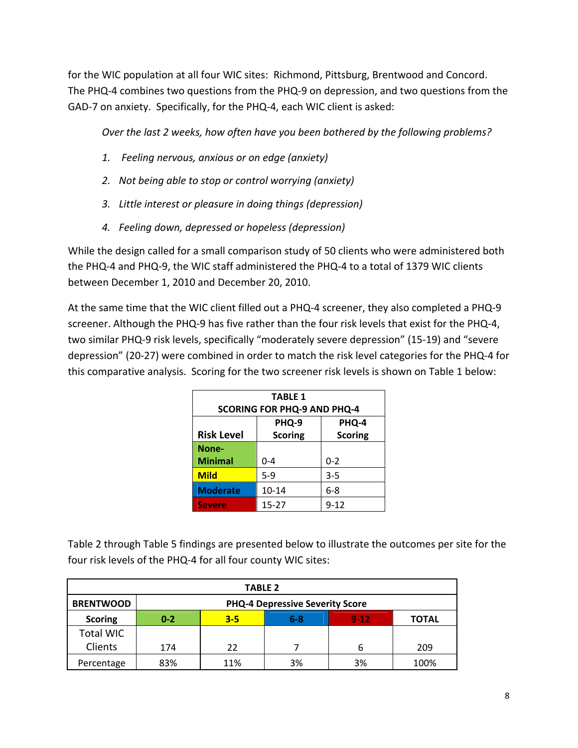for the WIC population at all four WIC sites: Richmond, Pittsburg, Brentwood and Concord. The PHQ-4 combines two questions from the PHQ-9 on depression, and two questions from the GAD-7 on anxiety. Specifically, for the PHQ-4, each WIC client is asked:

*Over the last 2 weeks, how often have you been bothered by the following problems?*

1. *Feeling nervous, anxious or on edge (anxiety)*
2. *Not being able to stop or control worrying (anxiety)*
3. *Little interest or pleasure in doing things (depression)*
4. *Feeling down, depressed or hopeless (depression)*

While the design called for a small comparison study of 50 clients who were administered both the PHQ-4 and PHQ-9, the WIC staff administered the PHQ-4 to a total of 1379 WIC clients between December 1, 2010 and December 20, 2010.

At the same time that the WIC client filled out a PHQ-4 screener, they also completed a PHQ-9 screener. Although the PHQ-9 has five rather than the four risk levels that exist for the PHQ-4, two similar PHQ-9 risk levels, specifically "moderately severe depression" (15-19) and "severe depression" (20-27) were combined in order to match the risk level categories for the PHQ-4 for this comparative analysis. Scoring for the two screener risk levels is shown on Table 1 below:

**TABLE 1**
**SCORING FOR PHQ-9 AND PHQ-4**

| Risk Level | PHQ-9 Scoring | PHQ-4 Scoring |
|---|---|---|
| **None-Minimal** | 0-4 | 0-2 |
| **Mild** | 5-9 | 3-5 |
| **Moderate** | 10-14 | 6-8 |
| **Severe** | 15-27 | 9-12 |

Table 2 through Table 5 findings are presented below to illustrate the outcomes per site for the four risk levels of the PHQ-4 for all four county WIC sites:

**TABLE 2**

| BRENTWOOD | PHQ-4 Depressive Severity Score | | | | |
|---|---|---|---|---|---|
| **Scoring** | **0-2** | **3-5** | **6-8** | **9-12** | **TOTAL** |
| Total WIC Clients | 174 | 22 | 7 | 6 | 209 |
| Percentage | 83% | 11% | 3% | 3% | 100% |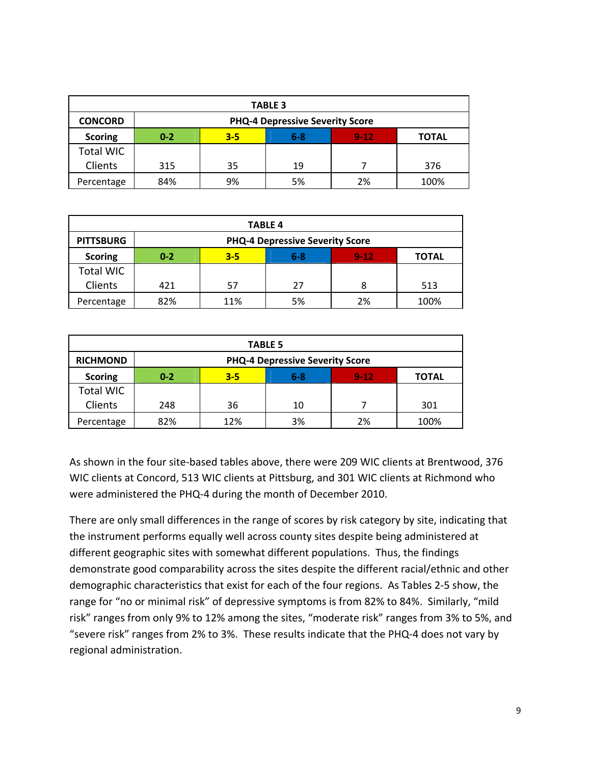| TABLE 3 | | | | | |
|---|---|---|---|---|---|
| **CONCORD** | **PHQ-4 Depressive Severity Score** | | | | |
| **Scoring** | **0-2** | **3-5** | **6-8** | **9-12** | **TOTAL** |
| Total WIC Clients | 315 | 35 | 19 | 7 | 376 |
| Percentage | 84% | 9% | 5% | 2% | 100% |

| TABLE 4 | | | | | |
|---|---|---|---|---|---|
| **PITTSBURG** | **PHQ-4 Depressive Severity Score** | | | | |
| **Scoring** | **0-2** | **3-5** | **6-8** | **9-12** | **TOTAL** |
| Total WIC Clients | 421 | 57 | 27 | 8 | 513 |
| Percentage | 82% | 11% | 5% | 2% | 100% |

| TABLE 5 | | | | | |
|---|---|---|---|---|---|
| **RICHMOND** | **PHQ-4 Depressive Severity Score** | | | | |
| **Scoring** | **0-2** | **3-5** | **6-8** | **9-12** | **TOTAL** |
| Total WIC Clients | 248 | 36 | 10 | 7 | 301 |
| Percentage | 82% | 12% | 3% | 2% | 100% |

As shown in the four site-based tables above, there were 209 WIC clients at Brentwood, 376 WIC clients at Concord, 513 WIC clients at Pittsburg, and 301 WIC clients at Richmond who were administered the PHQ-4 during the month of December 2010.

There are only small differences in the range of scores by risk category by site, indicating that the instrument performs equally well across county sites despite being administered at different geographic sites with somewhat different populations. Thus, the findings demonstrate good comparability across the sites despite the different racial/ethnic and other demographic characteristics that exist for each of the four regions. As Tables 2-5 show, the range for "no or minimal risk" of depressive symptoms is from 82% to 84%. Similarly, "mild risk" ranges from only 9% to 12% among the sites, "moderate risk" ranges from 3% to 5%, and "severe risk" ranges from 2% to 3%. These results indicate that the PHQ-4 does not vary by regional administration.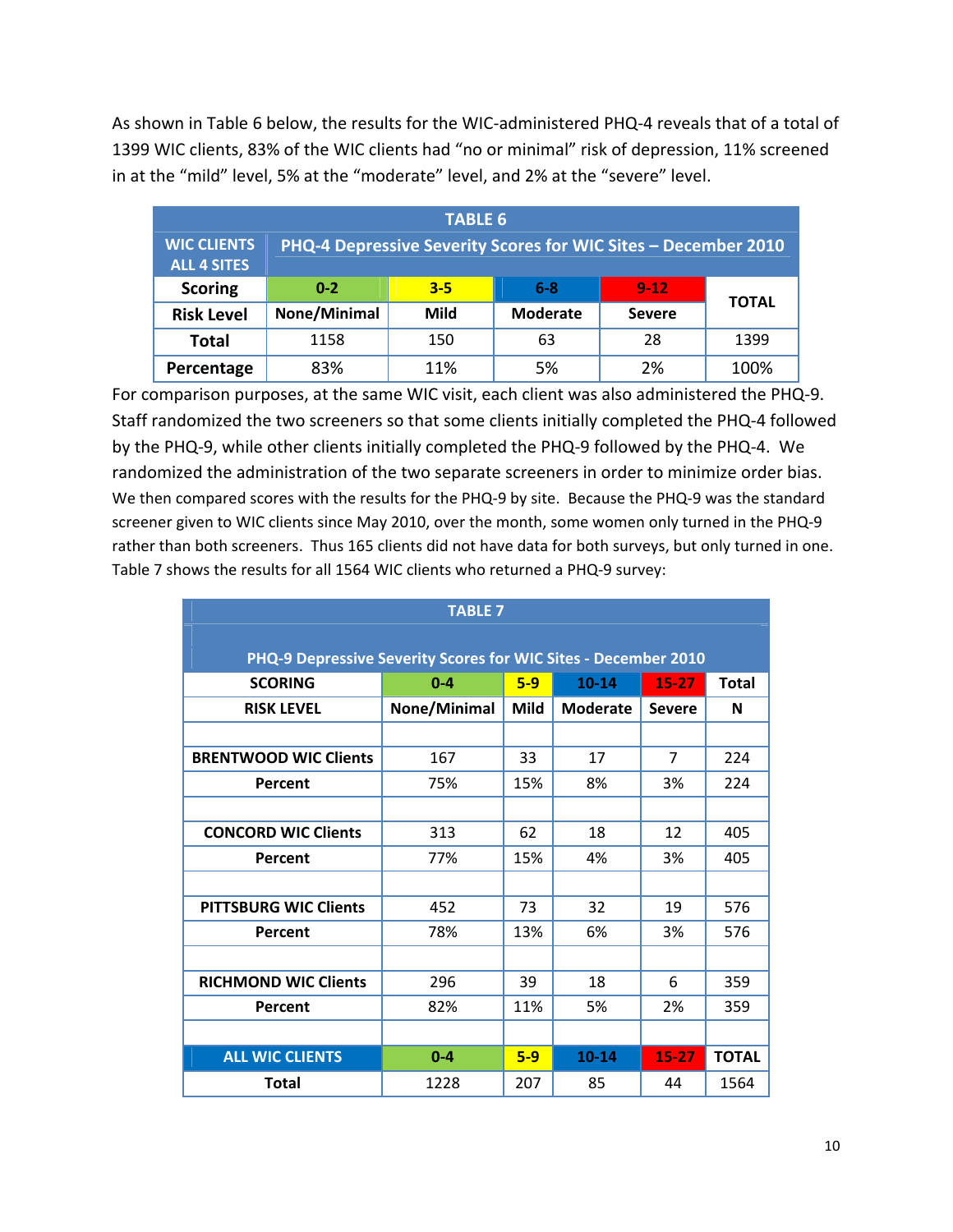As shown in Table 6 below, the results for the WIC-administered PHQ-4 reveals that of a total of 1399 WIC clients, 83% of the WIC clients had "no or minimal" risk of depression, 11% screened in at the "mild" level, 5% at the "moderate" level, and 2% at the "severe" level.

| TABLE 6 | | | | | |
|---|---|---|---|---|---|
| WIC CLIENTS ALL 4 SITES | PHQ-4 Depressive Severity Scores for WIC Sites – December 2010 | | | | |
| Scoring | 0-2 | 3-5 | 6-8 | 9-12 | TOTAL |
| Risk Level | None/Minimal | Mild | Moderate | Severe | |
| Total | 1158 | 150 | 63 | 28 | 1399 |
| Percentage | 83% | 11% | 5% | 2% | 100% |

For comparison purposes, at the same WIC visit, each client was also administered the PHQ-9. Staff randomized the two screeners so that some clients initially completed the PHQ-4 followed by the PHQ-9, while other clients initially completed the PHQ-9 followed by the PHQ-4. We randomized the administration of the two separate screeners in order to minimize order bias. We then compared scores with the results for the PHQ-9 by site. Because the PHQ-9 was the standard screener given to WIC clients since May 2010, over the month, some women only turned in the PHQ-9 rather than both screeners. Thus 165 clients did not have data for both surveys, but only turned in one. Table 7 shows the results for all 1564 WIC clients who returned a PHQ-9 survey:

| TABLE 7 | | | | | |
|---|---|---|---|---|---|
| PHQ-9 Depressive Severity Scores for WIC Sites - December 2010 | | | | | |
| SCORING | 0-4 | 5-9 | 10-14 | 15-27 | Total |
| RISK LEVEL | None/Minimal | Mild | Moderate | Severe | N |
| | | | | | |
| BRENTWOOD WIC Clients | 167 | 33 | 17 | 7 | 224 |
| Percent | 75% | 15% | 8% | 3% | 224 |
| | | | | | |
| CONCORD WIC Clients | 313 | 62 | 18 | 12 | 405 |
| Percent | 77% | 15% | 4% | 3% | 405 |
| | | | | | |
| PITTSBURG WIC Clients | 452 | 73 | 32 | 19 | 576 |
| Percent | 78% | 13% | 6% | 3% | 576 |
| | | | | | |
| RICHMOND WIC Clients | 296 | 39 | 18 | 6 | 359 |
| Percent | 82% | 11% | 5% | 2% | 359 |
| | | | | | |
| ALL WIC CLIENTS | 0-4 | 5-9 | 10-14 | 15-27 | TOTAL |
| Total | 1228 | 207 | 85 | 44 | 1564 |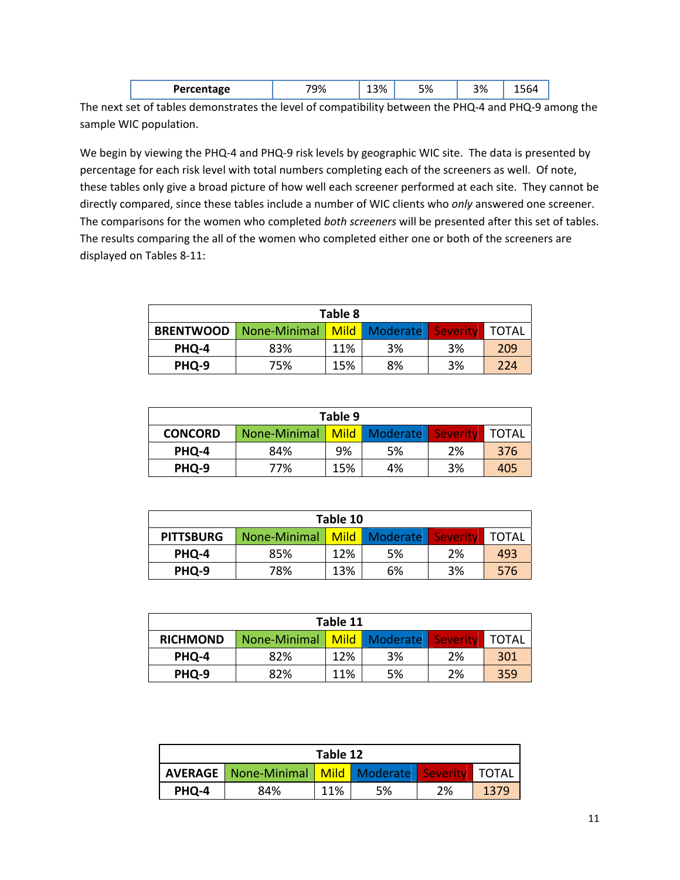| Percentage | 79% | 13% | 5% | 3% | 1564 |
|---|---|---|---|---|---|

The next set of tables demonstrates the level of compatibility between the PHQ-4 and PHQ-9 among the sample WIC population.

We begin by viewing the PHQ-4 and PHQ-9 risk levels by geographic WIC site. The data is presented by percentage for each risk level with total numbers completing each of the screeners as well. Of note, these tables only give a broad picture of how well each screener performed at each site. They cannot be directly compared, since these tables include a number of WIC clients who *only* answered one screener. The comparisons for the women who completed *both screeners* will be presented after this set of tables. The results comparing the all of the women who completed either one or both of the screeners are displayed on Tables 8-11:

**Table 8**

| BRENTWOOD | None-Minimal | Mild | Moderate | Severity | TOTAL |
|---|---|---|---|---|---|
| PHQ-4 | 83% | 11% | 3% | 3% | 209 |
| PHQ-9 | 75% | 15% | 8% | 3% | 224 |

**Table 9**

| CONCORD | None-Minimal | Mild | Moderate | Severity | TOTAL |
|---|---|---|---|---|---|
| PHQ-4 | 84% | 9% | 5% | 2% | 376 |
| PHQ-9 | 77% | 15% | 4% | 3% | 405 |

**Table 10**

| PITTSBURG | None-Minimal | Mild | Moderate | Severity | TOTAL |
|---|---|---|---|---|---|
| PHQ-4 | 85% | 12% | 5% | 2% | 493 |
| PHQ-9 | 78% | 13% | 6% | 3% | 576 |

**Table 11**

| RICHMOND | None-Minimal | Mild | Moderate | Severity | TOTAL |
|---|---|---|---|---|---|
| PHQ-4 | 82% | 12% | 3% | 2% | 301 |
| PHQ-9 | 82% | 11% | 5% | 2% | 359 |

**Table 12**

| AVERAGE | None-Minimal | Mild | Moderate | Severity | TOTAL |
|---|---|---|---|---|---|
| PHQ-4 | 84% | 11% | 5% | 2% | 1379 |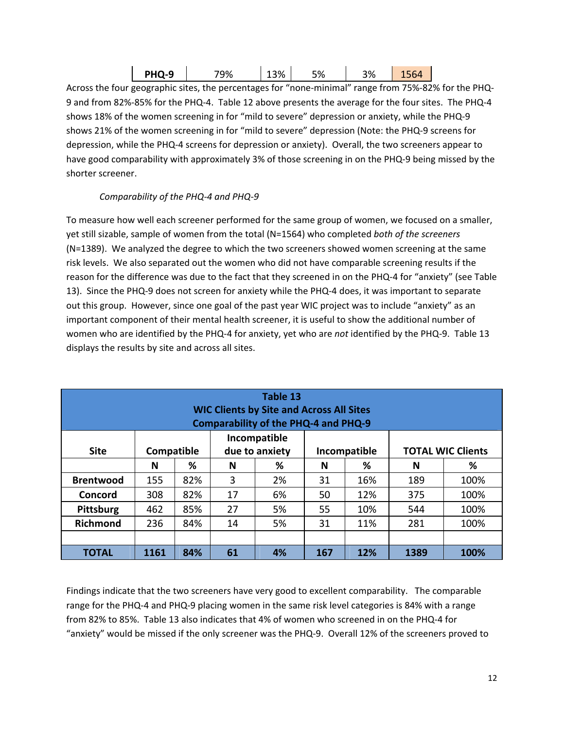| PHQ-9 | 79% | 13% | 5% | 3% | 1564 |
|---|---|---|---|---|---|

Across the four geographic sites, the percentages for "none-minimal" range from 75%-82% for the PHQ-9 and from 82%-85% for the PHQ-4. Table 12 above presents the average for the four sites. The PHQ-4 shows 18% of the women screening in for "mild to severe" depression or anxiety, while the PHQ-9 shows 21% of the women screening in for "mild to severe" depression (Note: the PHQ-9 screens for depression, while the PHQ-4 screens for depression or anxiety). Overall, the two screeners appear to have good comparability with approximately 3% of those screening in on the PHQ-9 being missed by the shorter screener.

*Comparability of the PHQ-4 and PHQ-9*

To measure how well each screener performed for the same group of women, we focused on a smaller, yet still sizable, sample of women from the total (N=1564) who completed *both of the screeners* (N=1389). We analyzed the degree to which the two screeners showed women screening at the same risk levels. We also separated out the women who did not have comparable screening results if the reason for the difference was due to the fact that they screened in on the PHQ-4 for "anxiety" (see Table 13). Since the PHQ-9 does not screen for anxiety while the PHQ-4 does, it was important to separate out this group. However, since one goal of the past year WIC project was to include "anxiety" as an important component of their mental health screener, it is useful to show the additional number of women who are identified by the PHQ-4 for anxiety, yet who are *not* identified by the PHQ-9. Table 13 displays the results by site and across all sites.

**Table 13**
**WIC Clients by Site and Across All Sites**
**Comparability of the PHQ-4 and PHQ-9**

| Site | Compatible | | Incompatible due to anxiety | | Incompatible | | TOTAL WIC Clients | |
|---|---|---|---|---|---|---|---|---|
| | N | % | N | % | N | % | N | % |
| **Brentwood** | 155 | 82% | 3 | 2% | 31 | 16% | 189 | 100% |
| **Concord** | 308 | 82% | 17 | 6% | 50 | 12% | 375 | 100% |
| **Pittsburg** | 462 | 85% | 27 | 5% | 55 | 10% | 544 | 100% |
| **Richmond** | 236 | 84% | 14 | 5% | 31 | 11% | 281 | 100% |
| | | | | | | | | |
| **TOTAL** | **1161** | **84%** | **61** | **4%** | **167** | **12%** | **1389** | **100%** |

Findings indicate that the two screeners have very good to excellent comparability. The comparable range for the PHQ-4 and PHQ-9 placing women in the same risk level categories is 84% with a range from 82% to 85%. Table 13 also indicates that 4% of women who screened in on the PHQ-4 for "anxiety" would be missed if the only screener was the PHQ-9. Overall 12% of the screeners proved to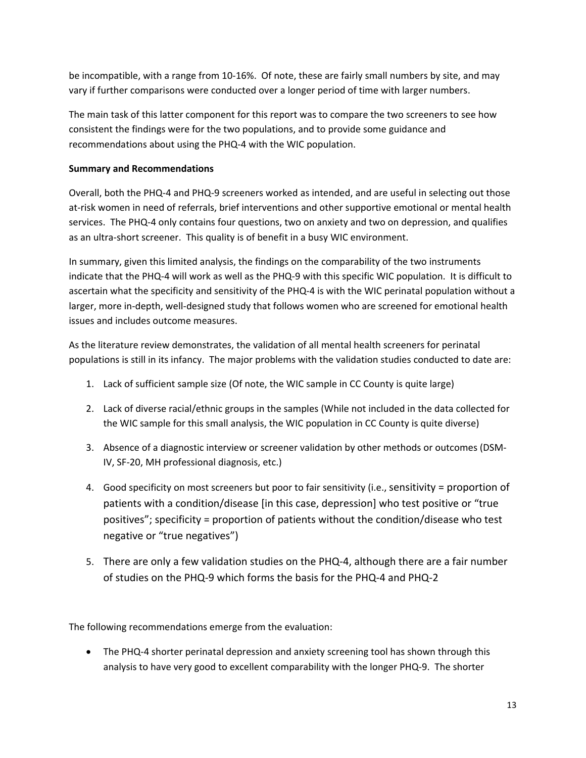be incompatible, with a range from 10-16%. Of note, these are fairly small numbers by site, and may vary if further comparisons were conducted over a longer period of time with larger numbers.

The main task of this latter component for this report was to compare the two screeners to see how consistent the findings were for the two populations, and to provide some guidance and recommendations about using the PHQ-4 with the WIC population.

**Summary and Recommendations**

Overall, both the PHQ-4 and PHQ-9 screeners worked as intended, and are useful in selecting out those at-risk women in need of referrals, brief interventions and other supportive emotional or mental health services. The PHQ-4 only contains four questions, two on anxiety and two on depression, and qualifies as an ultra-short screener. This quality is of benefit in a busy WIC environment.

In summary, given this limited analysis, the findings on the comparability of the two instruments indicate that the PHQ-4 will work as well as the PHQ-9 with this specific WIC population. It is difficult to ascertain what the specificity and sensitivity of the PHQ-4 is with the WIC perinatal population without a larger, more in-depth, well-designed study that follows women who are screened for emotional health issues and includes outcome measures.

As the literature review demonstrates, the validation of all mental health screeners for perinatal populations is still in its infancy. The major problems with the validation studies conducted to date are:

1. Lack of sufficient sample size (Of note, the WIC sample in CC County is quite large)
2. Lack of diverse racial/ethnic groups in the samples (While not included in the data collected for the WIC sample for this small analysis, the WIC population in CC County is quite diverse)
3. Absence of a diagnostic interview or screener validation by other methods or outcomes (DSM-IV, SF-20, MH professional diagnosis, etc.)
4. Good specificity on most screeners but poor to fair sensitivity (i.e., sensitivity = proportion of patients with a condition/disease [in this case, depression] who test positive or "true positives"; specificity = proportion of patients without the condition/disease who test negative or "true negatives")
5. There are only a few validation studies on the PHQ-4, although there are a fair number of studies on the PHQ-9 which forms the basis for the PHQ-4 and PHQ-2

The following recommendations emerge from the evaluation:

- The PHQ-4 shorter perinatal depression and anxiety screening tool has shown through this analysis to have very good to excellent comparability with the longer PHQ-9. The shorter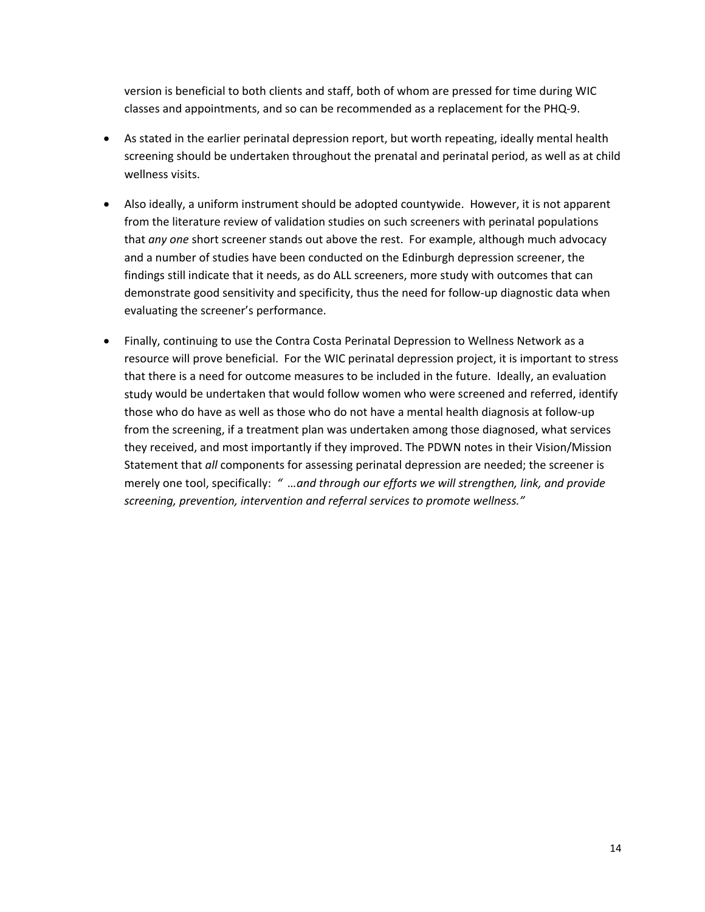version is beneficial to both clients and staff, both of whom are pressed for time during WIC classes and appointments, and so can be recommended as a replacement for the PHQ-9.

- As stated in the earlier perinatal depression report, but worth repeating, ideally mental health screening should be undertaken throughout the prenatal and perinatal period, as well as at child wellness visits.

- Also ideally, a uniform instrument should be adopted countywide. However, it is not apparent from the literature review of validation studies on such screeners with perinatal populations that *any one* short screener stands out above the rest. For example, although much advocacy and a number of studies have been conducted on the Edinburgh depression screener, the findings still indicate that it needs, as do ALL screeners, more study with outcomes that can demonstrate good sensitivity and specificity, thus the need for follow-up diagnostic data when evaluating the screener's performance.

- Finally, continuing to use the Contra Costa Perinatal Depression to Wellness Network as a resource will prove beneficial. For the WIC perinatal depression project, it is important to stress that there is a need for outcome measures to be included in the future. Ideally, an evaluation study would be undertaken that would follow women who were screened and referred, identify those who do have as well as those who do not have a mental health diagnosis at follow-up from the screening, if a treatment plan was undertaken among those diagnosed, what services they received, and most importantly if they improved. The PDWN notes in their Vision/Mission Statement that *all* components for assessing perinatal depression are needed; the screener is merely one tool, specifically: *" …and through our efforts we will strengthen, link, and provide screening, prevention, intervention and referral services to promote wellness."*